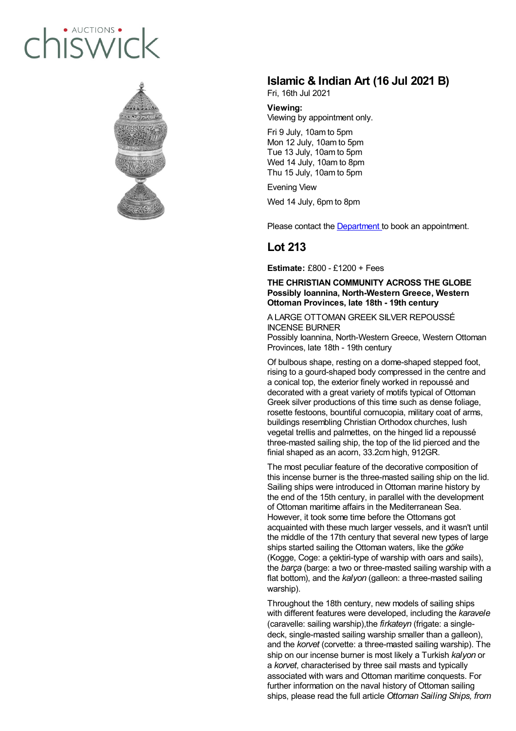# Islamic & Indian Art (16 Jul 2021 B)

Fri, 16th Jul 2021

**Viewing:**
Viewing by appointment only.

Fri 9 July, 10am to 5pm
Mon 12 July, 10am to 5pm
Tue 13 July, 10am to 5pm
Wed 14 July, 10am to 8pm
Thu 15 July, 10am to 5pm

Evening View

Wed 14 July, 6pm to 8pm

Please contact the Department to book an appointment.

## Lot 213

**Estimate:** £800 - £1200 + Fees

**THE CHRISTIAN COMMUNITY ACROSS THE GLOBE**
**Possibly Ioannina, North-Western Greece, Western Ottoman Provinces, late 18th - 19th century**

A LARGE OTTOMAN GREEK SILVER REPOUSSÉ INCENSE BURNER
Possibly Ioannina, North-Western Greece, Western Ottoman Provinces, late 18th - 19th century

Of bulbous shape, resting on a dome-shaped stepped foot, rising to a gourd-shaped body compressed in the centre and a conical top, the exterior finely worked in repoussé and decorated with a great variety of motifs typical of Ottoman Greek silver productions of this time such as dense foliage, rosette festoons, bountiful cornucopia, military coat of arms, buildings resembling Christian Orthodox churches, lush vegetal trellis and palmettes, on the hinged lid a repoussé three-masted sailing ship, the top of the lid pierced and the finial shaped as an acorn, 33.2cm high, 912GR.

The most peculiar feature of the decorative composition of this incense burner is the three-masted sailing ship on the lid. Sailing ships were introduced in Ottoman marine history by the end of the 15th century, in parallel with the development of Ottoman maritime affairs in the Mediterranean Sea. However, it took some time before the Ottomans got acquainted with these much larger vessels, and it wasn't until the middle of the 17th century that several new types of large ships started sailing the Ottoman waters, like the *göke* (Kogge, Coge: a çektiri-type of warship with oars and sails), the *barça* (barge: a two or three-masted sailing warship with a flat bottom), and the *kalyon* (galleon: a three-masted sailing warship).

Throughout the 18th century, new models of sailing ships with different features were developed, including the *karavele* (caravelle: sailing warship),the *firkateyn* (frigate: a single-deck, single-masted sailing warship smaller than a galleon), and the *korvet* (corvette: a three-masted sailing warship). The ship on our incense burner is most likely a Turkish *kalyon* or a *korvet*, characterised by three sail masts and typically associated with wars and Ottoman maritime conquests. For further information on the naval history of Ottoman sailing ships, please read the full article *Ottoman Sailing Ships, from*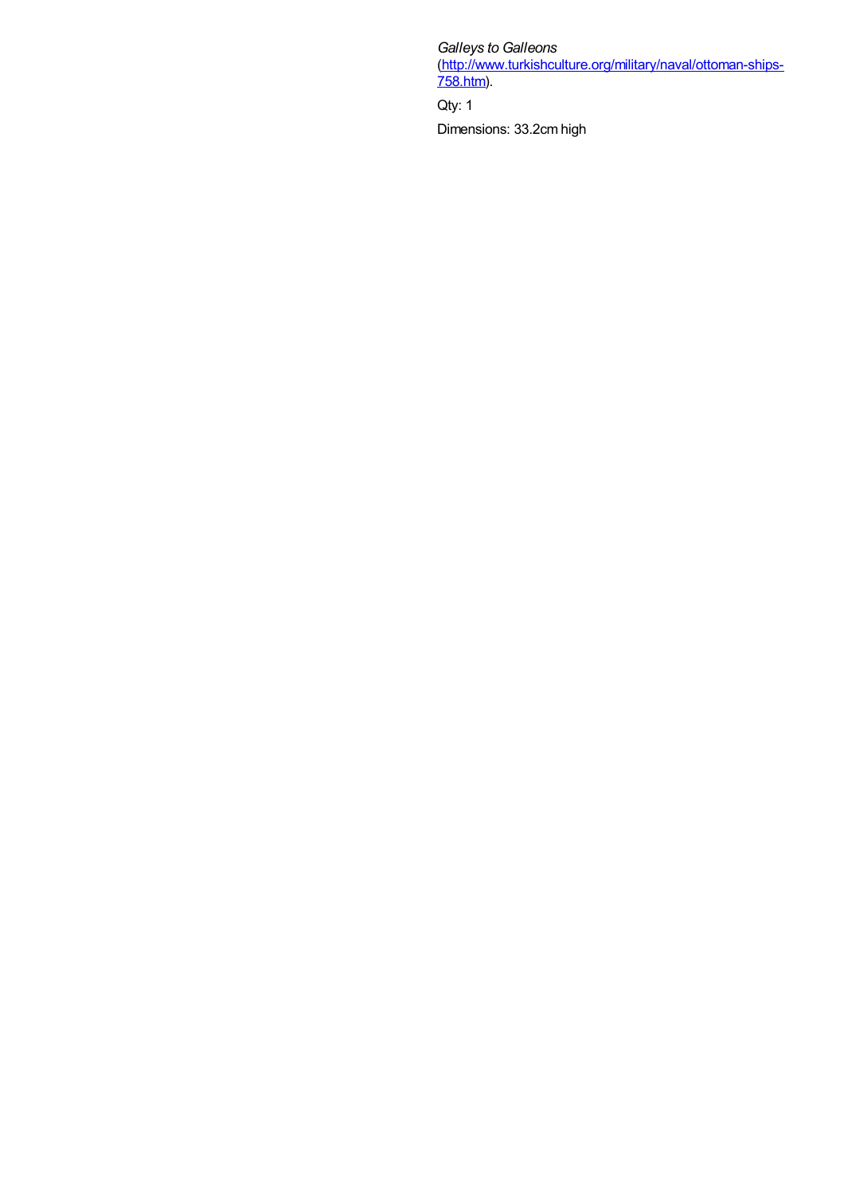*Galleys to Galleons* (http://www.turkishculture.org/military/naval/ottoman-ships-758.htm).

Qty: 1

Dimensions: 33.2cm high